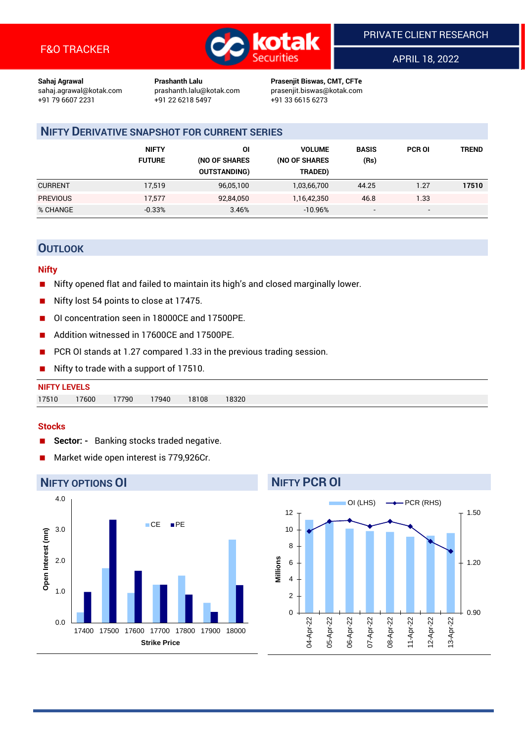F&O TRACKER

PRIVATE CLIENT RESEARCH

APRIL 18, 2022

**Sahaj Agrawal**
sahaj.agrawal@kotak.com
+91 79 6607 2231

**Prashanth Lalu**
prashanth.lalu@kotak.com
+91 22 6218 5497

**Prasenjit Biswas, CMT, CFTe**
prasenjit.biswas@kotak.com
+91 33 6615 6273

## NIFTY DERIVATIVE SNAPSHOT FOR CURRENT SERIES

| | NIFTY FUTURE | OI (NO OF SHARES OUTSTANDING) | VOLUME (NO OF SHARES TRADED) | BASIS (Rs) | PCR OI | TREND |
|---|---|---|---|---|---|---|
| CURRENT | 17,519 | 96,05,100 | 1,03,66,700 | 44.25 | 1.27 | **17510** |
| PREVIOUS | 17,577 | 92,84,050 | 1,16,42,350 | 46.8 | 1.33 | |
| % CHANGE | -0.33% | 3.46% | -10.96% | - | - | |

## OUTLOOK

### Nifty

- Nifty opened flat and failed to maintain its high's and closed marginally lower.
- Nifty lost 54 points to close at 17475.
- OI concentration seen in 18000CE and 17500PE.
- Addition witnessed in 17600CE and 17500PE.
- PCR OI stands at 1.27 compared 1.33 in the previous trading session.
- Nifty to trade with a support of 17510.

### NIFTY LEVELS

| 17510 | 17600 | 17790 | 17940 | 18108 | 18320 |
|---|---|---|---|---|---|

### Stocks

- **Sector: -** Banking stocks traded negative.
- Market wide open interest is 779,926Cr.

## NIFTY OPTIONS OI

Open Interest (mn) by Strike Price (CE / PE): 17400, 17500, 17600, 17700, 17800, 17900, 18000

## NIFTY PCR OI

OI (LHS) (Millions) and PCR (RHS): 04-Apr-22, 05-Apr-22, 06-Apr-22, 07-Apr-22, 08-Apr-22, 11-Apr-22, 12-Apr-22, 13-Apr-22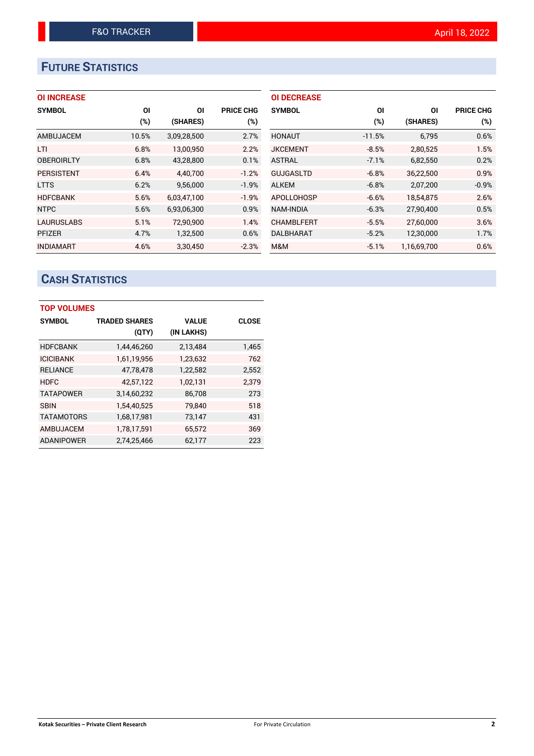## FUTURE STATISTICS

### OI INCREASE

| SYMBOL | OI (%) | OI (SHARES) | PRICE CHG (%) |
|---|---|---|---|
| AMBUJACEM | 10.5% | 3,09,28,500 | 2.7% |
| LTI | 6.8% | 13,00,950 | 2.2% |
| OBEROIRLTY | 6.8% | 43,28,800 | 0.1% |
| PERSISTENT | 6.4% | 4,40,700 | -1.2% |
| LTTS | 6.2% | 9,56,000 | -1.9% |
| HDFCBANK | 5.6% | 6,03,47,100 | -1.9% |
| NTPC | 5.6% | 6,93,06,300 | 0.9% |
| LAURUSLABS | 5.1% | 72,90,900 | 1.4% |
| PFIZER | 4.7% | 1,32,500 | 0.6% |
| INDIAMART | 4.6% | 3,30,450 | -2.3% |

### OI DECREASE

| SYMBOL | OI (%) | OI (SHARES) | PRICE CHG (%) |
|---|---|---|---|
| HONAUT | -11.5% | 6,795 | 0.6% |
| JKCEMENT | -8.5% | 2,80,525 | 1.5% |
| ASTRAL | -7.1% | 6,82,550 | 0.2% |
| GUJGASLTD | -6.8% | 36,22,500 | 0.9% |
| ALKEM | -6.8% | 2,07,200 | -0.9% |
| APOLLOHOSP | -6.6% | 18,54,875 | 2.6% |
| NAM-INDIA | -6.3% | 27,90,400 | 0.5% |
| CHAMBLFERT | -5.5% | 27,60,000 | 3.6% |
| DALBHARAT | -5.2% | 12,30,000 | 1.7% |
| M&M | -5.1% | 1,16,69,700 | 0.6% |

## CASH STATISTICS

### TOP VOLUMES

| SYMBOL | TRADED SHARES (QTY) | VALUE (IN LAKHS) | CLOSE |
|---|---|---|---|
| HDFCBANK | 1,44,46,260 | 2,13,484 | 1,465 |
| ICICIBANK | 1,61,19,956 | 1,23,632 | 762 |
| RELIANCE | 47,78,478 | 1,22,582 | 2,552 |
| HDFC | 42,57,122 | 1,02,131 | 2,379 |
| TATAPOWER | 3,14,60,232 | 86,708 | 273 |
| SBIN | 1,54,40,525 | 79,840 | 518 |
| TATAMOTORS | 1,68,17,981 | 73,147 | 431 |
| AMBUJACEM | 1,78,17,591 | 65,572 | 369 |
| ADANIPOWER | 2,74,25,466 | 62,177 | 223 |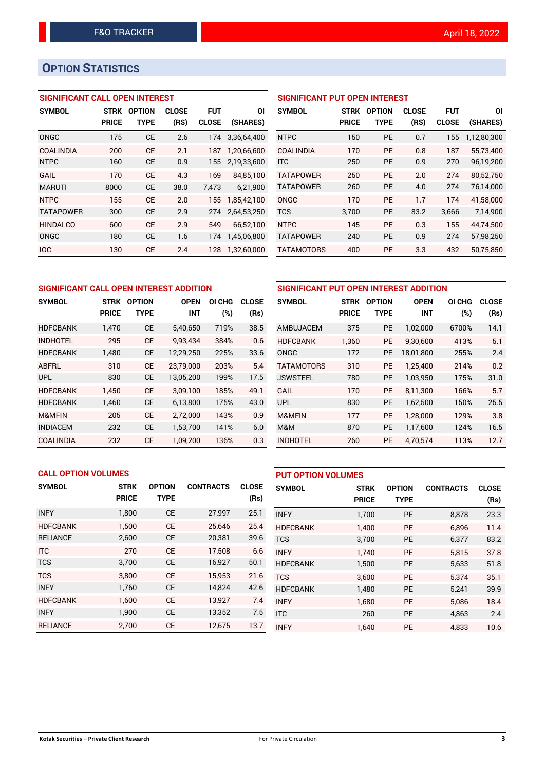# OPTION STATISTICS

### SIGNIFICANT CALL OPEN INTEREST

| SYMBOL | STRK PRICE | OPTION TYPE | CLOSE (RS) | FUT CLOSE | OI (SHARES) |
|---|---|---|---|---|---|
| ONGC | 175 | CE | 2.6 | 174 | 3,36,64,400 |
| COALINDIA | 200 | CE | 2.1 | 187 | 1,20,66,600 |
| NTPC | 160 | CE | 0.9 | 155 | 2,19,33,600 |
| GAIL | 170 | CE | 4.3 | 169 | 84,85,100 |
| MARUTI | 8000 | CE | 38.0 | 7,473 | 6,21,900 |
| NTPC | 155 | CE | 2.0 | 155 | 1,85,42,100 |
| TATAPOWER | 300 | CE | 2.9 | 274 | 2,64,53,250 |
| HINDALCO | 600 | CE | 2.9 | 549 | 66,52,100 |
| ONGC | 180 | CE | 1.6 | 174 | 1,45,06,800 |
| IOC | 130 | CE | 2.4 | 128 | 1,32,60,000 |

### SIGNIFICANT PUT OPEN INTEREST

| SYMBOL | STRK PRICE | OPTION TYPE | CLOSE (RS) | FUT CLOSE | OI (SHARES) |
|---|---|---|---|---|---|
| NTPC | 150 | PE | 0.7 | 155 | 1,12,80,300 |
| COALINDIA | 170 | PE | 0.8 | 187 | 55,73,400 |
| ITC | 250 | PE | 0.9 | 270 | 96,19,200 |
| TATAPOWER | 250 | PE | 2.0 | 274 | 80,52,750 |
| TATAPOWER | 260 | PE | 4.0 | 274 | 76,14,000 |
| ONGC | 170 | PE | 1.7 | 174 | 41,58,000 |
| TCS | 3,700 | PE | 83.2 | 3,666 | 7,14,900 |
| NTPC | 145 | PE | 0.3 | 155 | 44,74,500 |
| TATAPOWER | 240 | PE | 0.9 | 274 | 57,98,250 |
| TATAMOTORS | 400 | PE | 3.3 | 432 | 50,75,850 |

### SIGNIFICANT CALL OPEN INTEREST ADDITION

| SYMBOL | STRK PRICE | OPTION TYPE | OPEN INT | OI CHG (%) | CLOSE (Rs) |
|---|---|---|---|---|---|
| HDFCBANK | 1,470 | CE | 5,40,650 | 719% | 38.5 |
| INDHOTEL | 295 | CE | 9,93,434 | 384% | 0.6 |
| HDFCBANK | 1,480 | CE | 12,29,250 | 225% | 33.6 |
| ABFRL | 310 | CE | 23,79,000 | 203% | 5.4 |
| UPL | 830 | CE | 13,05,200 | 199% | 17.5 |
| HDFCBANK | 1,450 | CE | 3,09,100 | 185% | 49.1 |
| HDFCBANK | 1,460 | CE | 6,13,800 | 175% | 43.0 |
| M&MFIN | 205 | CE | 2,72,000 | 143% | 0.9 |
| INDIACEM | 232 | CE | 1,53,700 | 141% | 6.0 |
| COALINDIA | 232 | CE | 1,09,200 | 136% | 0.3 |

### SIGNIFICANT PUT OPEN INTEREST ADDITION

| SYMBOL | STRK PRICE | OPTION TYPE | OPEN INT | OI CHG (%) | CLOSE (Rs) |
|---|---|---|---|---|---|
| AMBUJACEM | 375 | PE | 1,02,000 | 6700% | 14.1 |
| HDFCBANK | 1,360 | PE | 9,30,600 | 413% | 5.1 |
| ONGC | 172 | PE | 18,01,800 | 255% | 2.4 |
| TATAMOTORS | 310 | PE | 1,25,400 | 214% | 0.2 |
| JSWSTEEL | 780 | PE | 1,03,950 | 175% | 31.0 |
| GAIL | 170 | PE | 8,11,300 | 166% | 5.7 |
| UPL | 830 | PE | 1,62,500 | 150% | 25.5 |
| M&MFIN | 177 | PE | 1,28,000 | 129% | 3.8 |
| M&M | 870 | PE | 1,17,600 | 124% | 16.5 |
| INDHOTEL | 260 | PE | 4,70,574 | 113% | 12.7 |

### CALL OPTION VOLUMES

| SYMBOL | STRK PRICE | OPTION TYPE | CONTRACTS | CLOSE (Rs) |
|---|---|---|---|---|
| INFY | 1,800 | CE | 27,997 | 25.1 |
| HDFCBANK | 1,500 | CE | 25,646 | 25.4 |
| RELIANCE | 2,600 | CE | 20,381 | 39.6 |
| ITC | 270 | CE | 17,508 | 6.6 |
| TCS | 3,700 | CE | 16,927 | 50.1 |
| TCS | 3,800 | CE | 15,953 | 21.6 |
| INFY | 1,760 | CE | 14,824 | 42.6 |
| HDFCBANK | 1,600 | CE | 13,927 | 7.4 |
| INFY | 1,900 | CE | 13,352 | 7.5 |
| RELIANCE | 2,700 | CE | 12,675 | 13.7 |

### PUT OPTION VOLUMES

| SYMBOL | STRK PRICE | OPTION TYPE | CONTRACTS | CLOSE (Rs) |
|---|---|---|---|---|
| INFY | 1,700 | PE | 8,878 | 23.3 |
| HDFCBANK | 1,400 | PE | 6,896 | 11.4 |
| TCS | 3,700 | PE | 6,377 | 83.2 |
| INFY | 1,740 | PE | 5,815 | 37.8 |
| HDFCBANK | 1,500 | PE | 5,633 | 51.8 |
| TCS | 3,600 | PE | 5,374 | 35.1 |
| HDFCBANK | 1,480 | PE | 5,241 | 39.9 |
| INFY | 1,680 | PE | 5,086 | 18.4 |
| ITC | 260 | PE | 4,863 | 2.4 |
| INFY | 1,640 | PE | 4,833 | 10.6 |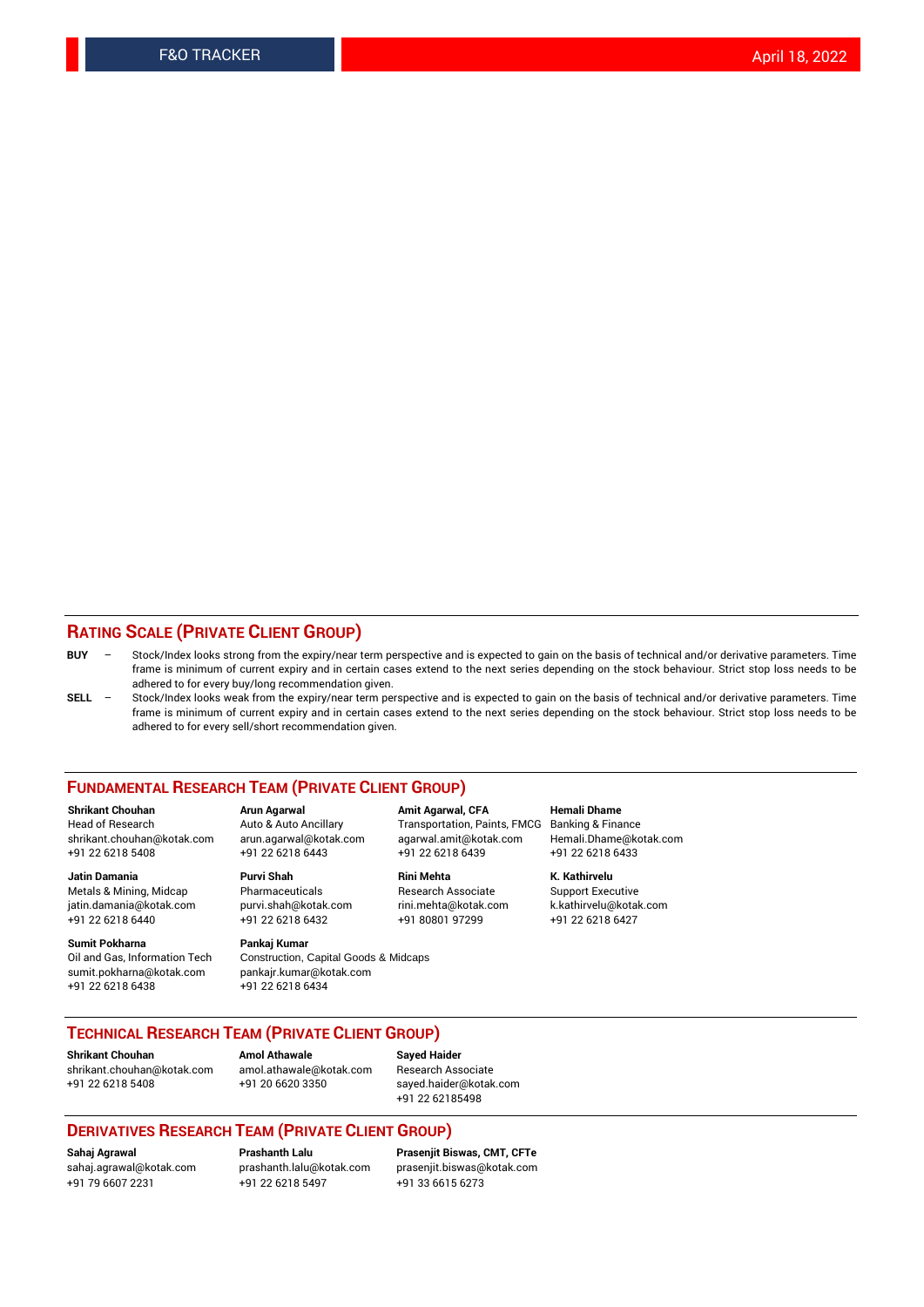## RATING SCALE (PRIVATE CLIENT GROUP)

**BUY** – Stock/Index looks strong from the expiry/near term perspective and is expected to gain on the basis of technical and/or derivative parameters. Time frame is minimum of current expiry and in certain cases extend to the next series depending on the stock behaviour. Strict stop loss needs to be adhered to for every buy/long recommendation given.

**SELL** – Stock/Index looks weak from the expiry/near term perspective and is expected to gain on the basis of technical and/or derivative parameters. Time frame is minimum of current expiry and in certain cases extend to the next series depending on the stock behaviour. Strict stop loss needs to be adhered to for every sell/short recommendation given.

## FUNDAMENTAL RESEARCH TEAM (PRIVATE CLIENT GROUP)

**Shrikant Chouhan**
Head of Research
shrikant.chouhan@kotak.com
+91 22 6218 5408

**Arun Agarwal**
Auto & Auto Ancillary
arun.agarwal@kotak.com
+91 22 6218 6443

**Amit Agarwal, CFA**
Transportation, Paints, FMCG
agarwal.amit@kotak.com
+91 22 6218 6439

**Hemali Dhame**
Banking & Finance
Hemali.Dhame@kotak.com
+91 22 6218 6433

**Jatin Damania**
Metals & Mining, Midcap
jatin.damania@kotak.com
+91 22 6218 6440

**Purvi Shah**
Pharmaceuticals
purvi.shah@kotak.com
+91 22 6218 6432

**Rini Mehta**
Research Associate
rini.mehta@kotak.com
+91 80801 97299

**K. Kathirvelu**
Support Executive
k.kathirvelu@kotak.com
+91 22 6218 6427

**Sumit Pokharna**
Oil and Gas, Information Tech
sumit.pokharna@kotak.com
+91 22 6218 6438

**Pankaj Kumar**
Construction, Capital Goods & Midcaps
pankajr.kumar@kotak.com
+91 22 6218 6434

## TECHNICAL RESEARCH TEAM (PRIVATE CLIENT GROUP)

**Shrikant Chouhan**
shrikant.chouhan@kotak.com
+91 22 6218 5408

**Amol Athawale**
amol.athawale@kotak.com
+91 20 6620 3350

**Sayed Haider**
Research Associate
sayed.haider@kotak.com
+91 22 62185498

## DERIVATIVES RESEARCH TEAM (PRIVATE CLIENT GROUP)

**Sahaj Agrawal**
sahaj.agrawal@kotak.com
+91 79 6607 2231

**Prashanth Lalu**
prashanth.lalu@kotak.com
+91 22 6218 5497

**Prasenjit Biswas, CMT, CFTe**
prasenjit.biswas@kotak.com
+91 33 6615 6273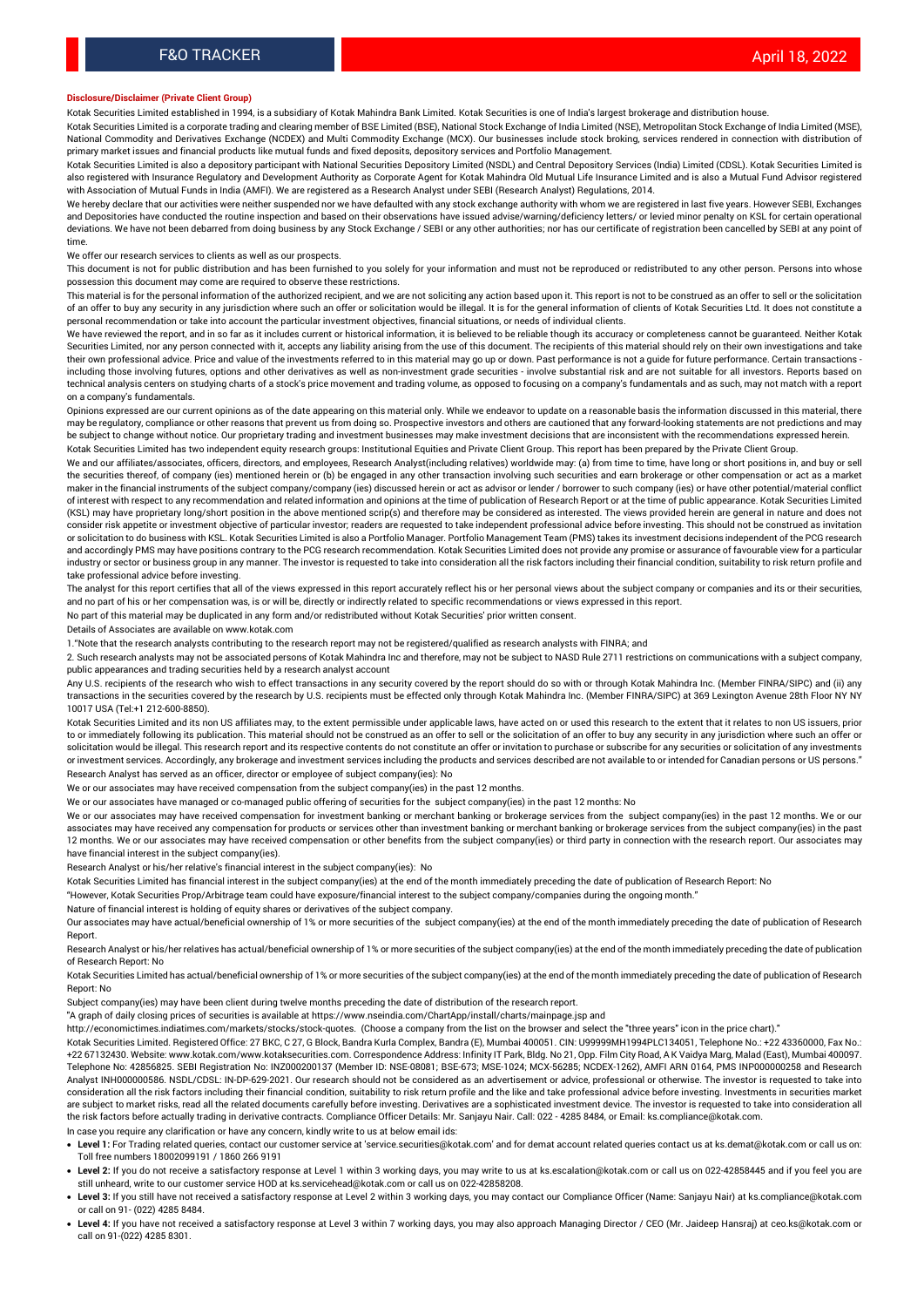**Disclosure/Disclaimer (Private Client Group)**

Kotak Securities Limited established in 1994, is a subsidiary of Kotak Mahindra Bank Limited. Kotak Securities is one of India's largest brokerage and distribution house.

Kotak Securities Limited is a corporate trading and clearing member of BSE Limited (BSE), National Stock Exchange of India Limited (NSE), Metropolitan Stock Exchange of India Limited (MSE), National Commodity and Derivatives Exchange (NCDEX) and Multi Commodity Exchange (MCX). Our businesses include stock broking, services rendered in connection with distribution of primary market issues and financial products like mutual funds and fixed deposits, depository services and Portfolio Management.

Kotak Securities Limited is also a depository participant with National Securities Depository Limited (NSDL) and Central Depository Services (India) Limited (CDSL). Kotak Securities Limited is also registered with Insurance Regulatory and Development Authority as Corporate Agent for Kotak Mahindra Old Mutual Life Insurance Limited and is also a Mutual Fund Advisor registered with Association of Mutual Funds in India (AMFI). We are registered as a Research Analyst under SEBI (Research Analyst) Regulations, 2014.

We hereby declare that our activities were neither suspended nor we have defaulted with any stock exchange authority with whom we are registered in last five years. However SEBI, Exchanges and Depositories have conducted the routine inspection and based on their observations have issued advise/warning/deficiency letters/ or levied minor penalty on KSL for certain operational deviations. We have not been debarred from doing business by any Stock Exchange / SEBI or any other authorities; nor has our certificate of registration been cancelled by SEBI at any point of time.

We offer our research services to clients as well as our prospects.

This document is not for public distribution and has been furnished to you solely for your information and must not be reproduced or redistributed to any other person. Persons into whose possession this document may come are required to observe these restrictions.

This material is for the personal information of the authorized recipient, and we are not soliciting any action based upon it. This report is not to be construed as an offer to sell or the solicitation of an offer to buy any security in any jurisdiction where such an offer or solicitation would be illegal. It is for the general information of clients of Kotak Securities Ltd. It does not constitute a personal recommendation or take into account the particular investment objectives, financial situations, or needs of individual clients.

We have reviewed the report, and in so far as it includes current or historical information, it is believed to be reliable though its accuracy or completeness cannot be guaranteed. Neither Kotak Securities Limited, nor any person connected with it, accepts any liability arising from the use of this document. The recipients of this material should rely on their own investigations and take their own professional advice. Price and value of the investments referred to in this material may go up or down. Past performance is not a guide for future performance. Certain transactions - including those involving futures, options and other derivatives as well as non-investment grade securities - involve substantial risk and are not suitable for all investors. Reports based on technical analysis centers on studying charts of a stock's price movement and trading volume, as opposed to focusing on a company's fundamentals and as such, may not match with a report on a company's fundamentals.

Opinions expressed are our current opinions as of the date appearing on this material only. While we endeavor to update on a reasonable basis the information discussed in this material, there may be regulatory, compliance or other reasons that prevent us from doing so. Prospective investors and others are cautioned that any forward-looking statements are not predictions and may be subject to change without notice. Our proprietary trading and investment businesses may make investment decisions that are inconsistent with the recommendations expressed herein.

Kotak Securities Limited has two independent equity research groups: Institutional Equities and Private Client Group. This report has been prepared by the Private Client Group.

We and our affiliates/associates, officers, directors, and employees, Research Analyst(including relatives) worldwide may: (a) from time to time, have long or short positions in, and buy or sell the securities thereof, of company (ies) mentioned herein or (b) be engaged in any other transaction involving such securities and earn brokerage or other compensation or act as a market maker in the financial instruments of the subject company/company (ies) discussed herein or act as advisor or lender / borrower to such company (ies) or have other potential/material conflict of interest with respect to any recommendation and related information and opinions at the time of publication of Research Report or at the time of public appearance. Kotak Securities Limited (KSL) may have proprietary long/short position in the above mentioned scrip(s) and therefore may be considered as interested. The views provided herein are general in nature and does not consider risk appetite or investment objective of particular investor; readers are requested to take independent professional advice before investing. This should not be construed as invitation or solicitation to do business with KSL. Kotak Securities Limited is also a Portfolio Manager. Portfolio Management Team (PMS) takes its investment decisions independent of the PCG research and accordingly PMS may have positions contrary to the PCG research recommendation. Kotak Securities Limited does not provide any promise or assurance of favourable view for a particular industry or sector or business group in any manner. The investor is requested to take into consideration all the risk factors including their financial condition, suitability to risk return profile and take professional advice before investing.

The analyst for this report certifies that all of the views expressed in this report accurately reflect his or her personal views about the subject company or companies and its or their securities, and no part of his or her compensation was, is or will be, directly or indirectly related to specific recommendations or views expressed in this report.

No part of this material may be duplicated in any form and/or redistributed without Kotak Securities' prior written consent.

Details of Associates are available on www.kotak.com

1."Note that the research analysts contributing to the research report may not be registered/qualified as research analysts with FINRA; and

2. Such research analysts may not be associated persons of Kotak Mahindra Inc and therefore, may not be subject to NASD Rule 2711 restrictions on communications with a subject company, public appearances and trading securities held by a research analyst account

Any U.S. recipients of the research who wish to effect transactions in any security covered by the report should do so with or through Kotak Mahindra Inc. (Member FINRA/SIPC) and (ii) any transactions in the securities covered by the research by U.S. recipients must be effected only through Kotak Mahindra Inc. (Member FINRA/SIPC) at 369 Lexington Avenue 28th Floor NY NY 10017 USA (Tel:+1 212-600-8850).

Kotak Securities Limited and its non US affiliates may, to the extent permissible under applicable laws, have acted on or used this research to the extent that it relates to non US issuers, prior to or immediately following its publication. This material should not be construed as an offer to sell or the solicitation of an offer to buy any security in any jurisdiction where such an offer or solicitation would be illegal. This research report and its respective contents do not constitute an offer or invitation to purchase or subscribe for any securities or solicitation of any investments or investment services. Accordingly, any brokerage and investment services including the products and services described are not available to or intended for Canadian persons or US persons."

Research Analyst has served as an officer, director or employee of subject company(ies): No

We or our associates may have received compensation from the subject company(ies) in the past 12 months.

We or our associates have managed or co-managed public offering of securities for the subject company(ies) in the past 12 months: No

We or our associates may have received compensation for investment banking or merchant banking or brokerage services from the subject company(ies) in the past 12 months. We or our associates may have received any compensation for products or services other than investment banking or merchant banking or brokerage services from the subject company(ies) in the past 12 months. We or our associates may have received compensation or other benefits from the subject company(ies) or third party in connection with the research report. Our associates may have financial interest in the subject company(ies).

Research Analyst or his/her relative's financial interest in the subject company(ies): No

Kotak Securities Limited has financial interest in the subject company(ies) at the end of the month immediately preceding the date of publication of Research Report: No

"However, Kotak Securities Prop/Arbitrage team could have exposure/financial interest to the subject company/companies during the ongoing month."

Nature of financial interest is holding of equity shares or derivatives of the subject company.

Our associates may have actual/beneficial ownership of 1% or more securities of the subject company(ies) at the end of the month immediately preceding the date of publication of Research Report.

Research Analyst or his/her relatives has actual/beneficial ownership of 1% or more securities of the subject company(ies) at the end of the month immediately preceding the date of publication of Research Report: No

Kotak Securities Limited has actual/beneficial ownership of 1% or more securities of the subject company(ies) at the end of the month immediately preceding the date of publication of Research Report: No

Subject company(ies) may have been client during twelve months preceding the date of distribution of the research report.

"A graph of daily closing prices of securities is available at https://www.nseindia.com/ChartApp/install/charts/mainpage.jsp and

http://economictimes.indiatimes.com/markets/stocks/stock-quotes. (Choose a company from the list on the browser and select the "three years" icon in the price chart)."

Kotak Securities Limited. Registered Office: 27 BKC, C 27, G Block, Bandra Kurla Complex, Bandra (E), Mumbai 400051. CIN: U99999MH1994PLC134051, Telephone No.: +22 43360000, Fax No.: +22 67132430. Website: www.kotak.com/www.kotaksecurities.com. Correspondence Address: Infinity IT Park, Bldg. No 21, Opp. Film City Road, A K Vaidya Marg, Malad (East), Mumbai 400097. Telephone No: 42856825. SEBI Registration No: INZ000200137 (Member ID: NSE-08081; BSE-673; MSE-1024; MCX-56285; NCDEX-1262), AMFI ARN 0164, PMS INP000000258 and Research Analyst INH000000586. NSDL/CDSL: IN-DP-629-2021. Our research should not be considered as an advertisement or advice, professional or otherwise. The investor is requested to take into consideration all the risk factors including their financial condition, suitability to risk return profile and the like and take professional advice before investing. Investments in securities market are subject to market risks, read all the related documents carefully before investing. Derivatives are a sophisticated investment device. The investor is requested to take into consideration all the risk factors before actually trading in derivative contracts. Compliance Officer Details: Mr. Sanjayu Nair. Call: 022 - 4285 8484, or Email: ks.compliance@kotak.com.

In case you require any clarification or have any concern, kindly write to us at below email ids:

- **Level 1:** For Trading related queries, contact our customer service at 'service.securities@kotak.com' and for demat account related queries contact us at ks.demat@kotak.com or call us on: Toll free numbers 18002099191 / 1860 266 9191
- **Level 2:** If you do not receive a satisfactory response at Level 1 within 3 working days, you may write to us at ks.escalation@kotak.com or call us on 022-42858445 and if you feel you are still unheard, write to our customer service HOD at ks.servicehead@kotak.com or call us on 022-42858208.
- **Level 3:** If you still have not received a satisfactory response at Level 2 within 3 working days, you may contact our Compliance Officer (Name: Sanjayu Nair) at ks.compliance@kotak.com or call on 91- (022) 4285 8484.
- **Level 4:** If you have not received a satisfactory response at Level 3 within 7 working days, you may also approach Managing Director / CEO (Mr. Jaideep Hansraj) at ceo.ks@kotak.com or call on 91-(022) 4285 8301.